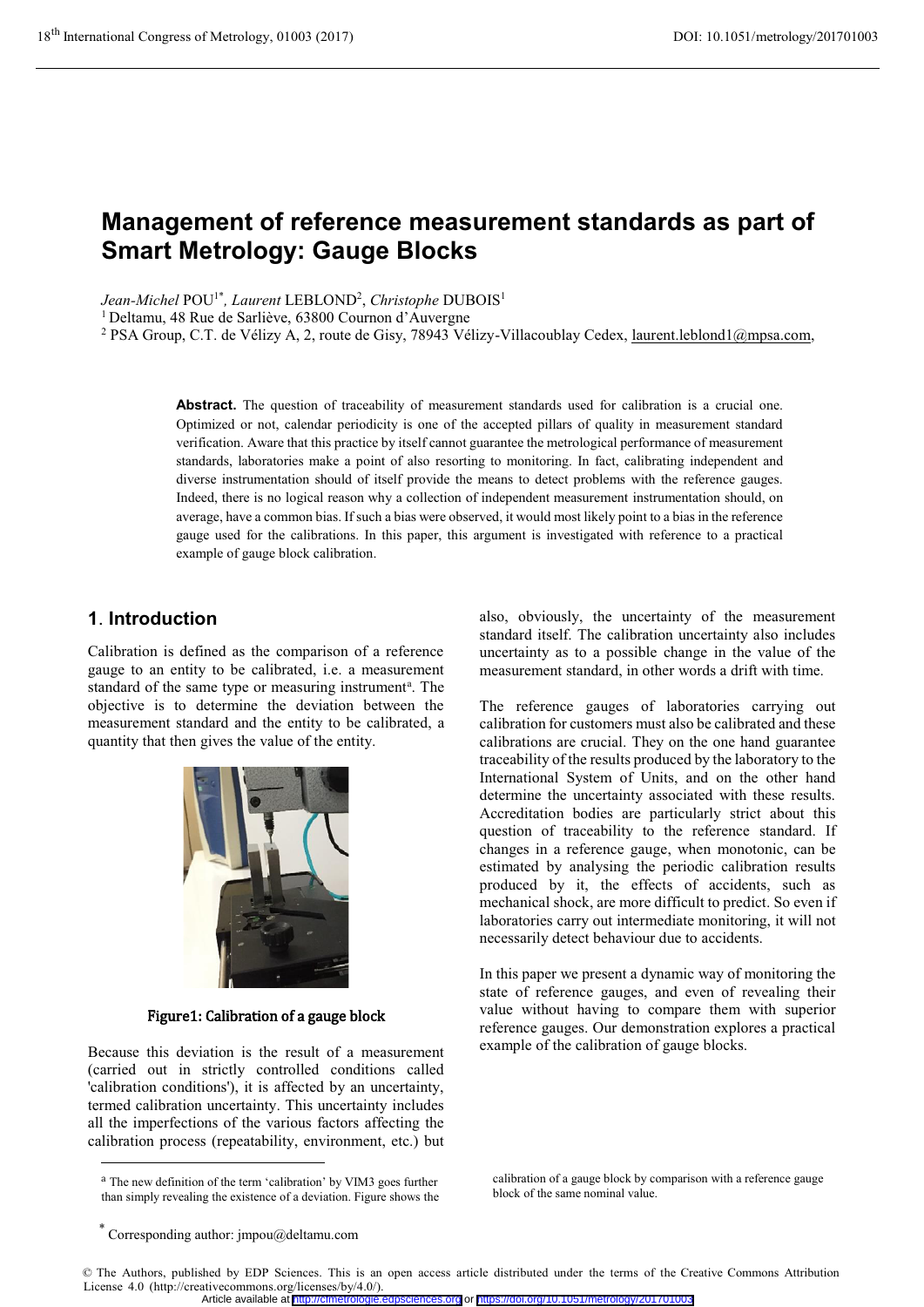# Management of reference measurement standards as part of Smart Metrology: Gauge Blocks

*Jean-Michel* POU[1*], *Laurent* LEBLOND[2], *Christophe* DUBOIS[1]

[1] Deltamu, 48 Rue de Sarliève, 63800 Cournon d'Auvergne

[2] PSA Group, C.T. de Vélizy A, 2, route de Gisy, 78943 Vélizy-Villacoublay Cedex, laurent.leblond1@mpsa.com,

**Abstract.** The question of traceability of measurement standards used for calibration is a crucial one. Optimized or not, calendar periodicity is one of the accepted pillars of quality in measurement standard verification. Aware that this practice by itself cannot guarantee the metrological performance of measurement standards, laboratories make a point of also resorting to monitoring. In fact, calibrating independent and diverse instrumentation should of itself provide the means to detect problems with the reference gauges. Indeed, there is no logical reason why a collection of independent measurement instrumentation should, on average, have a common bias. If such a bias were observed, it would most likely point to a bias in the reference gauge used for the calibrations. In this paper, this argument is investigated with reference to a practical example of gauge block calibration.

## 1. Introduction

Calibration is defined as the comparison of a reference gauge to an entity to be calibrated, i.e. a measurement standard of the same type or measuring instrument[a]. The objective is to determine the deviation between the measurement standard and the entity to be calibrated, a quantity that then gives the value of the entity.

Figure1: Calibration of a gauge block

Because this deviation is the result of a measurement (carried out in strictly controlled conditions called 'calibration conditions'), it is affected by an uncertainty, termed calibration uncertainty. This uncertainty includes all the imperfections of the various factors affecting the calibration process (repeatability, environment, etc.) but also, obviously, the uncertainty of the measurement standard itself. The calibration uncertainty also includes uncertainty as to a possible change in the value of the measurement standard, in other words a drift with time.

The reference gauges of laboratories carrying out calibration for customers must also be calibrated and these calibrations are crucial. They on the one hand guarantee traceability of the results produced by the laboratory to the International System of Units, and on the other hand determine the uncertainty associated with these results. Accreditation bodies are particularly strict about this question of traceability to the reference standard. If changes in a reference gauge, when monotonic, can be estimated by analysing the periodic calibration results produced by it, the effects of accidents, such as mechanical shock, are more difficult to predict. So even if laboratories carry out intermediate monitoring, it will not necessarily detect behaviour due to accidents.

In this paper we present a dynamic way of monitoring the state of reference gauges, and even of revealing their value without having to compare them with superior reference gauges. Our demonstration explores a practical example of the calibration of gauge blocks.

[a] The new definition of the term 'calibration' by VIM3 goes further than simply revealing the existence of a deviation. Figure shows the calibration of a gauge block by comparison with a reference gauge block of the same nominal value.

[*] Corresponding author: jmpou@deltamu.com

© The Authors, published by EDP Sciences. This is an open access article distributed under the terms of the Creative Commons Attribution License 4.0 (http://creativecommons.org/licenses/by/4.0/).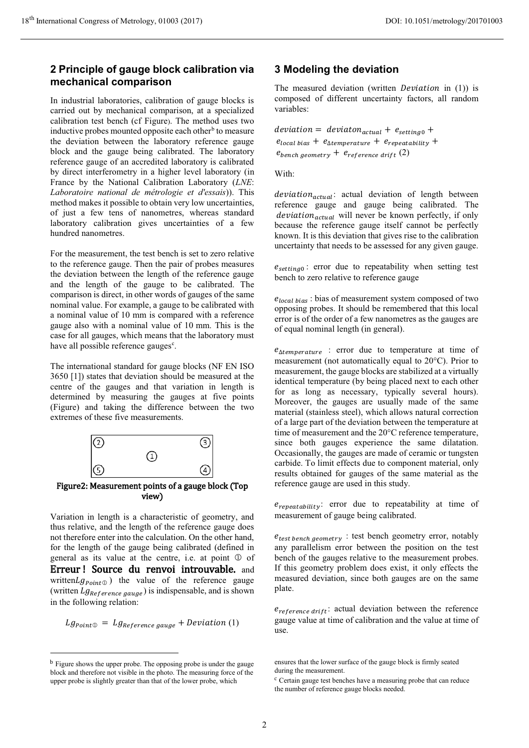## 2 Principle of gauge block calibration via mechanical comparison

In industrial laboratories, calibration of gauge blocks is carried out by mechanical comparison, at a specialized calibration test bench (cf Figure). The method uses two inductive probes mounted opposite each other[b] to measure the deviation between the laboratory reference gauge block and the gauge being calibrated. The laboratory reference gauge of an accredited laboratory is calibrated by direct interferometry in a higher level laboratory (in France by the National Calibration Laboratory (*LNE*: *Laboratoire national de métrologie et d'essais*)). This method makes it possible to obtain very low uncertainties, of just a few tens of nanometres, whereas standard laboratory calibration gives uncertainties of a few hundred nanometres.

For the measurement, the test bench is set to zero relative to the reference gauge. Then the pair of probes measures the deviation between the length of the reference gauge and the length of the gauge to be calibrated. The comparison is direct, in other words of gauges of the same nominal value. For example, a gauge to be calibrated with a nominal value of 10 mm is compared with a reference gauge also with a nominal value of 10 mm. This is the case for all gauges, which means that the laboratory must have all possible reference gauges[c].

The international standard for gauge blocks (NF EN ISO 3650 [1]) states that deviation should be measured at the centre of the gauges and that variation in length is determined by measuring the gauges at five points (Figure) and taking the difference between the two extremes of these five measurements.

② ③
①
⑤ ④

**Figure2: Measurement points of a gauge block (Top view)**

Variation in length is a characteristic of geometry, and thus relative, and the length of the reference gauge does not therefore enter into the calculation. On the other hand, for the length of the gauge being calibrated (defined in general as its value at the centre, i.e. at point ① of **Erreur ! Source du renvoi introuvable.** and written $Lg_{Point①}$) the value of the reference gauge (written $Lg_{Reference\ gauge}$) is indispensable, and is shown in the following relation:

$$Lg_{Point①} = Lg_{Reference\ gauge} + Deviation \quad (1)$$

## 3 Modeling the deviation

The measured deviation (written $Deviation$ in (1)) is composed of different uncertainty factors, all random variables:

$$deviation = deviaton_{actual} + e_{setting0} + e_{local\ bias} + e_{\Delta temperature} + e_{repeatability} + e_{bench\ geometry} + e_{reference\ drift} \quad (2)$$

With:

$deviation_{actual}$: actual deviation of length between reference gauge and gauge being calibrated. The $deviation_{actual}$ will never be known perfectly, if only because the reference gauge itself cannot be perfectly known. It is this deviation that gives rise to the calibration uncertainty that needs to be assessed for any given gauge.

$e_{setting0}$: error due to repeatability when setting test bench to zero relative to reference gauge

$e_{local\ bias}$: bias of measurement system composed of two opposing probes. It should be remembered that this local error is of the order of a few nanometres as the gauges are of equal nominal length (in general).

$e_{\Delta temperature}$ : error due to temperature at time of measurement (not automatically equal to 20°C). Prior to measurement, the gauge blocks are stabilized at a virtually identical temperature (by being placed next to each other for as long as necessary, typically several hours). Moreover, the gauges are usually made of the same material (stainless steel), which allows natural correction of a large part of the deviation between the temperature at time of measurement and the 20°C reference temperature, since both gauges experience the same dilatation. Occasionally, the gauges are made of ceramic or tungsten carbide. To limit effects due to component material, only results obtained for gauges of the same material as the reference gauge are used in this study.

$e_{repeatability}$: error due to repeatability at time of measurement of gauge being calibrated.

$e_{test\ bench\ geometry}$ : test bench geometry error, notably any parallelism error between the position on the test bench of the gauges relative to the measurement probes. If this geometry problem does exist, it only effects the measured deviation, since both gauges are on the same plate.

$e_{reference\ drift}$: actual deviation between the reference gauge value at time of calibration and the value at time of use.

[b] Figure shows the upper probe. The opposing probe is under the gauge block and therefore not visible in the photo. The measuring force of the upper probe is slightly greater than that of the lower probe, which ensures that the lower surface of the gauge block is firmly seated during the measurement.

[c] Certain gauge test benches have a measuring probe that can reduce the number of reference gauge blocks needed.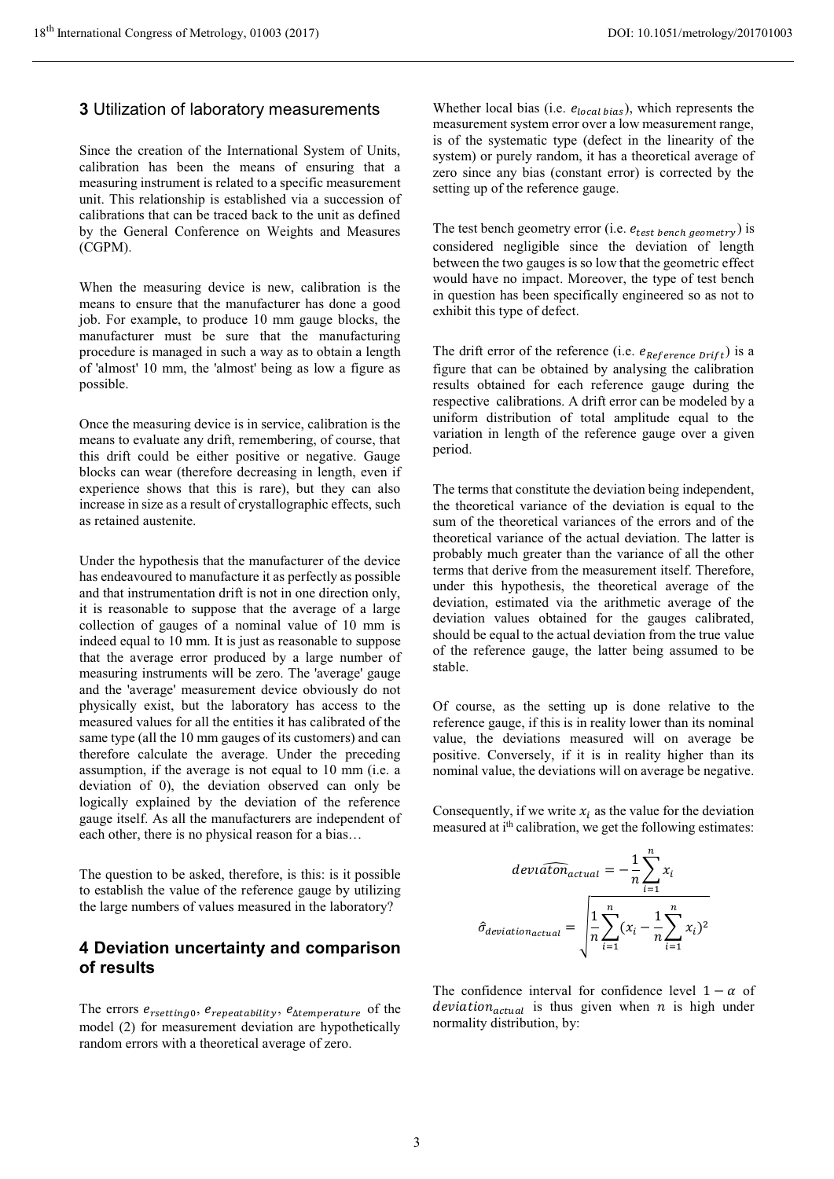## 3 Utilization of laboratory measurements

Since the creation of the International System of Units, calibration has been the means of ensuring that a measuring instrument is related to a specific measurement unit. This relationship is established via a succession of calibrations that can be traced back to the unit as defined by the General Conference on Weights and Measures (CGPM).

When the measuring device is new, calibration is the means to ensure that the manufacturer has done a good job. For example, to produce 10 mm gauge blocks, the manufacturer must be sure that the manufacturing procedure is managed in such a way as to obtain a length of 'almost' 10 mm, the 'almost' being as low a figure as possible.

Once the measuring device is in service, calibration is the means to evaluate any drift, remembering, of course, that this drift could be either positive or negative. Gauge blocks can wear (therefore decreasing in length, even if experience shows that this is rare), but they can also increase in size as a result of crystallographic effects, such as retained austenite.

Under the hypothesis that the manufacturer of the device has endeavoured to manufacture it as perfectly as possible and that instrumentation drift is not in one direction only, it is reasonable to suppose that the average of a large collection of gauges of a nominal value of 10 mm is indeed equal to 10 mm. It is just as reasonable to suppose that the average error produced by a large number of measuring instruments will be zero. The 'average' gauge and the 'average' measurement device obviously do not physically exist, but the laboratory has access to the measured values for all the entities it has calibrated of the same type (all the 10 mm gauges of its customers) and can therefore calculate the average. Under the preceding assumption, if the average is not equal to 10 mm (i.e. a deviation of 0), the deviation observed can only be logically explained by the deviation of the reference gauge itself. As all the manufacturers are independent of each other, there is no physical reason for a bias…

The question to be asked, therefore, is this: is it possible to establish the value of the reference gauge by utilizing the large numbers of values measured in the laboratory?

## 4 Deviation uncertainty and comparison of results

The errors $e_{rsetting0}$, $e_{repeatability}$, $e_{\Delta temperature}$ of the model (2) for measurement deviation are hypothetically random errors with a theoretical average of zero.

Whether local bias (i.e. $e_{local\ bias}$), which represents the measurement system error over a low measurement range, is of the systematic type (defect in the linearity of the system) or purely random, it has a theoretical average of zero since any bias (constant error) is corrected by the setting up of the reference gauge.

The test bench geometry error (i.e. $e_{test\ bench\ geometry}$) is considered negligible since the deviation of length between the two gauges is so low that the geometric effect would have no impact. Moreover, the type of test bench in question has been specifically engineered so as not to exhibit this type of defect.

The drift error of the reference (i.e. $e_{Reference\ Drift}$) is a figure that can be obtained by analysing the calibration results obtained for each reference gauge during the respective calibrations. A drift error can be modeled by a uniform distribution of total amplitude equal to the variation in length of the reference gauge over a given period.

The terms that constitute the deviation being independent, the theoretical variance of the deviation is equal to the sum of the theoretical variances of the errors and of the theoretical variance of the actual deviation. The latter is probably much greater than the variance of all the other terms that derive from the measurement itself. Therefore, under this hypothesis, the theoretical average of the deviation, estimated via the arithmetic average of the deviation values obtained for the gauges calibrated, should be equal to the actual deviation from the true value of the reference gauge, the latter being assumed to be stable.

Of course, as the setting up is done relative to the reference gauge, if this is in reality lower than its nominal value, the deviations measured will on average be positive. Conversely, if it is in reality higher than its nominal value, the deviations will on average be negative.

Consequently, if we write $x_i$ as the value for the deviation measured at i[th] calibration, we get the following estimates:

$$\widehat{devi\iota aton}_{actual} = -\frac{1}{n}\sum_{i=1}^{n} x_i$$

$$\hat{\sigma}_{deviation_{actual}} = \sqrt{\frac{1}{n}\sum_{i=1}^{n}(x_i - \frac{1}{n}\sum_{i=1}^{n} x_i)^2}$$

The confidence interval for confidence level $1-\alpha$ of $deviation_{actual}$ is thus given when $n$ is high under normality distribution, by: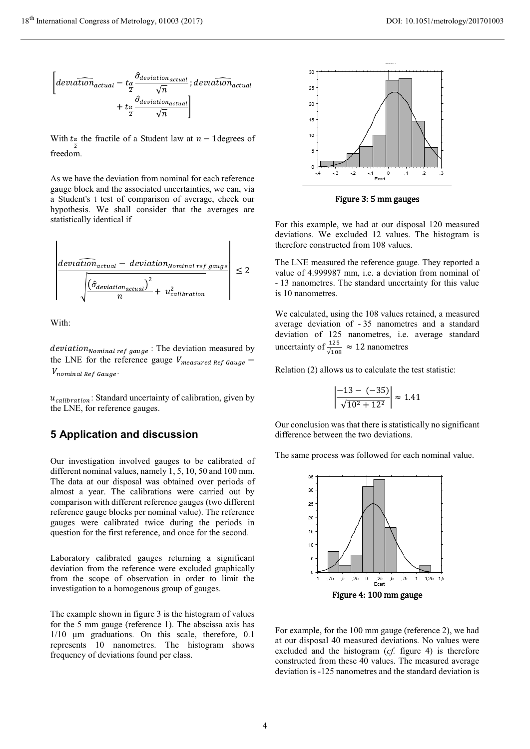$$\left[\widehat{deviation}_{actual} - t_{\frac{\alpha}{2}} \frac{\hat{\sigma}_{deviation_{actual}}}{\sqrt{n}}; \widehat{deviation}_{actual} + t_{\frac{\alpha}{2}} \frac{\hat{\sigma}_{deviation_{actual}}}{\sqrt{n}}\right]$$

With $t_{\frac{\alpha}{2}}$ the fractile of a Student law at $n-1$ degrees of freedom.

As we have the deviation from nominal for each reference gauge block and the associated uncertainties, we can, via a Student's t test of comparison of average, check our hypothesis. We shall consider that the averages are statistically identical if

$$\left| \frac{\widehat{deviation}_{actual} - deviation_{Nominal\ ref\ gauge}}{\sqrt{\frac{\left(\hat{\sigma}_{deviation_{actual}}\right)^2}{n} + u_{calibration}^2}} \right| \leq 2$$

With:

$deviation_{Nominal\ ref\ gauge}$ : The deviation measured by the LNE for the reference gauge $V_{measured\ Ref\ Gauge} - V_{nominal\ Ref\ Gauge}$.

$u_{calibration}$: Standard uncertainty of calibration, given by the LNE, for reference gauges.

## 5 Application and discussion

Our investigation involved gauges to be calibrated of different nominal values, namely 1, 5, 10, 50 and 100 mm. The data at our disposal was obtained over periods of almost a year. The calibrations were carried out by comparison with different reference gauges (two different reference gauge blocks per nominal value). The reference gauges were calibrated twice during the periods in question for the first reference, and once for the second.

Laboratory calibrated gauges returning a significant deviation from the reference were excluded graphically from the scope of observation in order to limit the investigation to a homogenous group of gauges.

The example shown in figure 3 is the histogram of values for the 5 mm gauge (reference 1). The abscissa axis has 1/10 µm graduations. On this scale, therefore, 0.1 represents 10 nanometres. The histogram shows frequency of deviations found per class.

**Figure 3: 5 mm gauges**

For this example, we had at our disposal 120 measured deviations. We excluded 12 values. The histogram is therefore constructed from 108 values.

The LNE measured the reference gauge. They reported a value of 4.999987 mm, i.e. a deviation from nominal of - 13 nanometres. The standard uncertainty for this value is 10 nanometres.

We calculated, using the 108 values retained, a measured average deviation of - 35 nanometres and a standard deviation of 125 nanometres, i.e. average standard uncertainty of $\frac{125}{\sqrt{108}} \approx 12$ nanometres

Relation (2) allows us to calculate the test statistic:

$$\left| \frac{-13 - (-35)}{\sqrt{10^2 + 12^2}} \right| \approx 1.41$$

Our conclusion was that there is statistically no significant difference between the two deviations.

The same process was followed for each nominal value.

**Figure 4: 100 mm gauge**

For example, for the 100 mm gauge (reference 2), we had at our disposal 40 measured deviations. No values were excluded and the histogram (*cf.* figure 4) is therefore constructed from these 40 values. The measured average deviation is -125 nanometres and the standard deviation is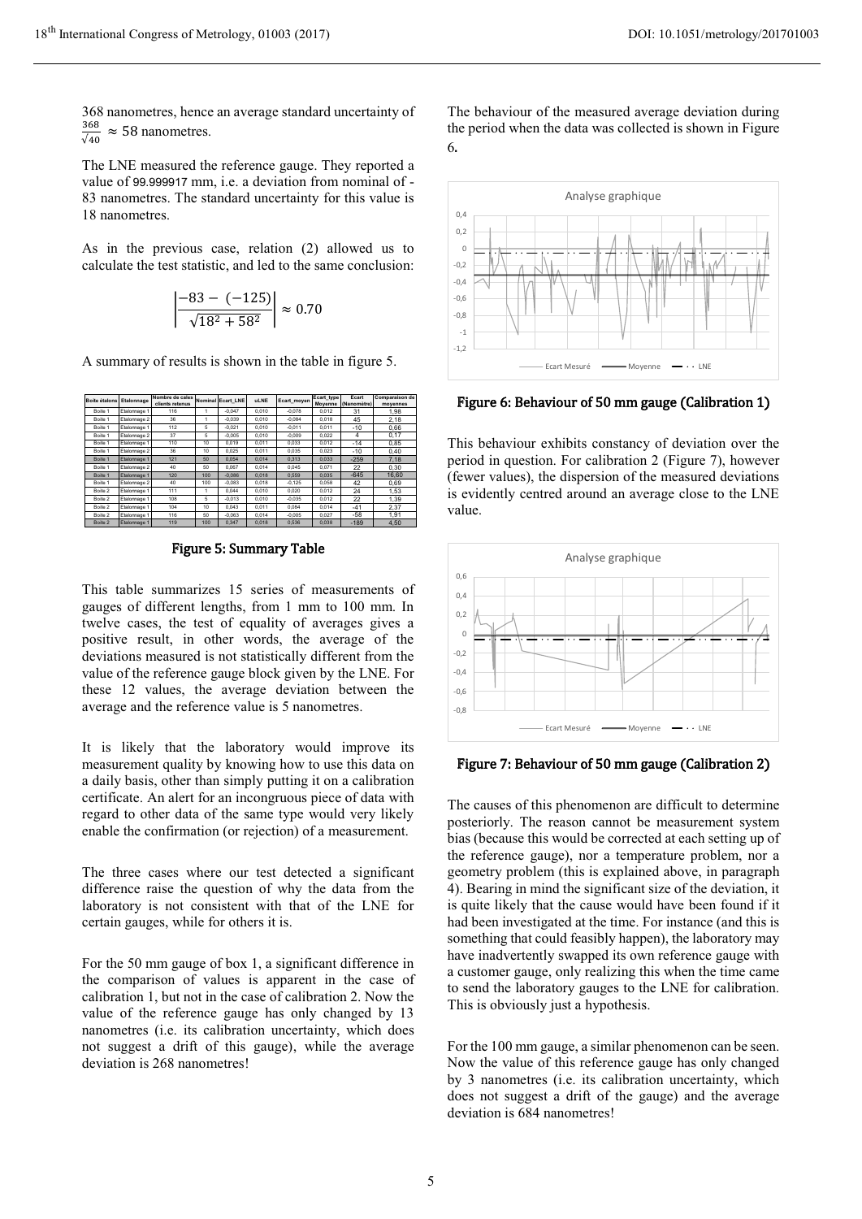368 nanometres, hence an average standard uncertainty of $\frac{368}{\sqrt{40}} \approx 58$ nanometres.

The LNE measured the reference gauge. They reported a value of 99.999917 mm, i.e. a deviation from nominal of -83 nanometres. The standard uncertainty for this value is 18 nanometres.

As in the previous case, relation (2) allowed us to calculate the test statistic, and led to the same conclusion:

$$\left|\frac{-83 - (-125)}{\sqrt{18^2 + 58^2}}\right| \approx 0.70$$

A summary of results is shown in the table in figure 5.

| Boîte étalons | Etalonnage | Nombre de cales clients retenus | Nominal | Ecart_LNE | uLNE | Ecart_moyen | Ecart_type Moyenne | Ecart (Nanomètre) | Comparaison de moyennes |
|---|---|---|---|---|---|---|---|---|---|
| Boite 1 | Etalonnage 1 | 116 | 1 | -0,047 | 0,010 | -0,078 | 0,012 | 31 | 1,98 |
| Boite 1 | Etalonnage 2 | 36 | 1 | -0,039 | 0,010 | -0,084 | 0,018 | 45 | 2,18 |
| Boite 1 | Etalonnage 1 | 112 | 5 | -0,021 | 0,010 | -0,011 | 0,011 | -10 | 0,66 |
| Boite 1 | Etalonnage 2 | 37 | 5 | -0,005 | 0,010 | -0,009 | 0,022 | 4 | 0,17 |
| Boite 1 | Etalonnage 1 | 110 | 10 | 0,019 | 0,011 | 0,033 | 0,012 | -14 | 0,85 |
| Boite 1 | Etalonnage 2 | 36 | 10 | 0,025 | 0,011 | 0,035 | 0,023 | -10 | 0,40 |
| Boite 1 | Etalonnage 1 | 121 | 50 | 0,054 | 0,014 | 0,313 | 0,033 | -259 | 7,18 |
| Boite 1 | Etalonnage 2 | 40 | 50 | 0,067 | 0,014 | 0,045 | 0,071 | 22 | 0,30 |
| Boite 1 | Etalonnage 1 | 120 | 100 | -0,086 | 0,018 | 0,559 | 0,035 | -645 | 16,60 |
| Boite 1 | Etalonnage 2 | 40 | 100 | -0,083 | 0,018 | -0,125 | 0,058 | 42 | 0,69 |
| Boite 2 | Etalonnage 1 | 111 | 1 | 0,044 | 0,010 | 0,020 | 0,012 | 24 | 1,53 |
| Boite 2 | Etalonnage 1 | 108 | 5 | -0,013 | 0,010 | -0,035 | 0,012 | 22 | 1,39 |
| Boite 2 | Etalonnage 1 | 104 | 10 | 0,043 | 0,011 | 0,084 | 0,014 | -41 | 2,37 |
| Boite 2 | Etalonnage 1 | 116 | 50 | -0,063 | 0,014 | -0,005 | 0,027 | -58 | 1,91 |
| Boite 2 | Etalonnage 1 | 119 | 100 | 0,347 | 0,018 | 0,536 | 0,038 | -189 | 4,50 |

Figure 5: Summary Table

This table summarizes 15 series of measurements of gauges of different lengths, from 1 mm to 100 mm. In twelve cases, the test of equality of averages gives a positive result, in other words, the average of the deviations measured is not statistically different from the value of the reference gauge block given by the LNE. For these 12 values, the average deviation between the average and the reference value is 5 nanometres.

It is likely that the laboratory would improve its measurement quality by knowing how to use this data on a daily basis, other than simply putting it on a calibration certificate. An alert for an incongruous piece of data with regard to other data of the same type would very likely enable the confirmation (or rejection) of a measurement.

The three cases where our test detected a significant difference raise the question of why the data from the laboratory is not consistent with that of the LNE for certain gauges, while for others it is.

For the 50 mm gauge of box 1, a significant difference in the comparison of values is apparent in the case of calibration 1, but not in the case of calibration 2. Now the value of the reference gauge has only changed by 13 nanometres (i.e. its calibration uncertainty, which does not suggest a drift of this gauge), while the average deviation is 268 nanometres!

The behaviour of the measured average deviation during the period when the data was collected is shown in Figure 6.

Analyse graphique

0,4
0,2
0
-0,2
-0,4
-0,6
-0,8
-1
-1,2

Ecart Mesuré — Moyenne — LNE

Figure 6: Behaviour of 50 mm gauge (Calibration 1)

This behaviour exhibits constancy of deviation over the period in question. For calibration 2 (Figure 7), however (fewer values), the dispersion of the measured deviations is evidently centred around an average close to the LNE value.

Analyse graphique

0,6
0,4
0,2
0
-0,2
-0,4
-0,6
-0,8

Ecart Mesuré — Moyenne — LNE

Figure 7: Behaviour of 50 mm gauge (Calibration 2)

The causes of this phenomenon are difficult to determine posteriorly. The reason cannot be measurement system bias (because this would be corrected at each setting up of the reference gauge), nor a temperature problem, nor a geometry problem (this is explained above, in paragraph 4). Bearing in mind the significant size of the deviation, it is quite likely that the cause would have been found if it had been investigated at the time. For instance (and this is something that could feasibly happen), the laboratory may have inadvertently swapped its own reference gauge with a customer gauge, only realizing this when the time came to send the laboratory gauges to the LNE for calibration. This is obviously just a hypothesis.

For the 100 mm gauge, a similar phenomenon can be seen. Now the value of this reference gauge has only changed by 3 nanometres (i.e. its calibration uncertainty, which does not suggest a drift of the gauge) and the average deviation is 684 nanometres!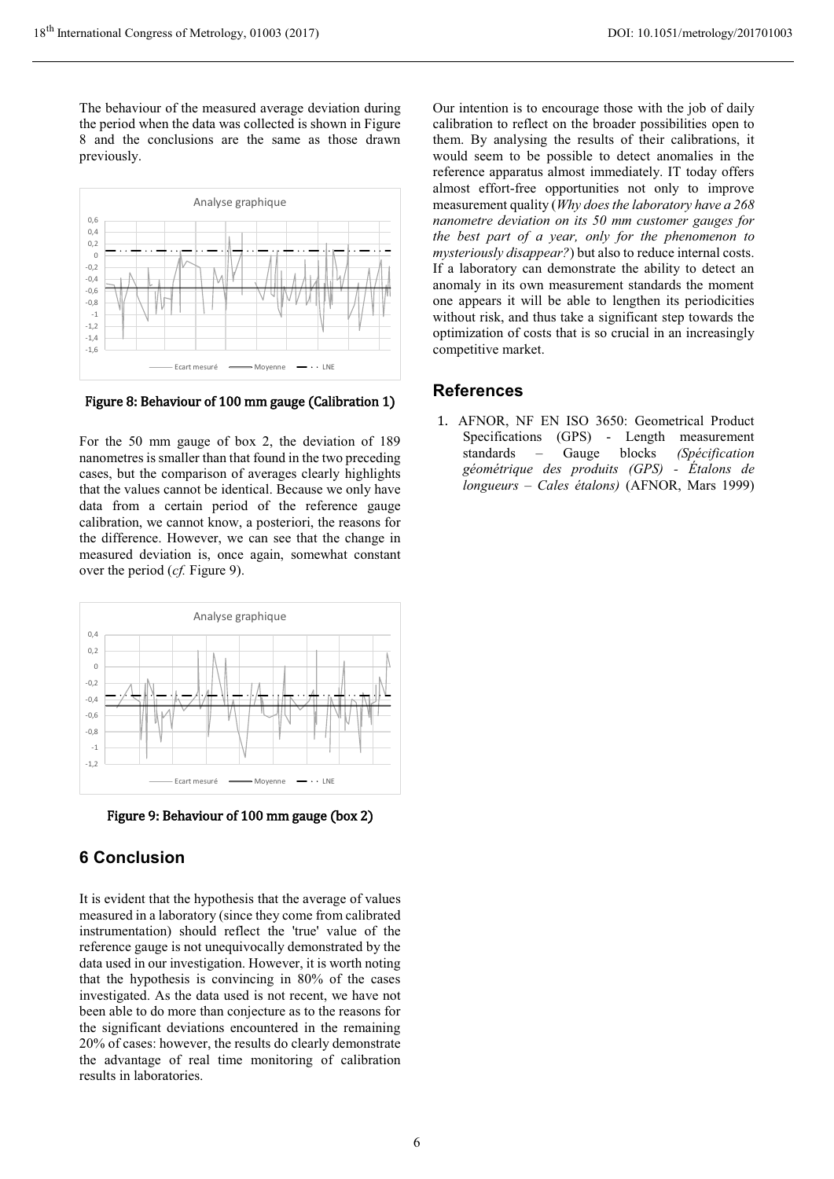The behaviour of the measured average deviation during the period when the data was collected is shown in Figure 8 and the conclusions are the same as those drawn previously.

Analyse graphique

0,6
0,4
0,2
0
-0,2
-0,4
-0,6
-0,8
-1
-1,2
-1,4
-1,6

Ecart mesuré — Moyenne — LNE

**Figure 8: Behaviour of 100 mm gauge (Calibration 1)**

For the 50 mm gauge of box 2, the deviation of 189 nanometres is smaller than that found in the two preceding cases, but the comparison of averages clearly highlights that the values cannot be identical. Because we only have data from a certain period of the reference gauge calibration, we cannot know, a posteriori, the reasons for the difference. However, we can see that the change in measured deviation is, once again, somewhat constant over the period (*cf.* Figure 9).

Analyse graphique

0,4
0,2
0
-0,2
-0,4
-0,6
-0,8
-1
-1,2

Ecart mesuré — Moyenne — LNE

**Figure 9: Behaviour of 100 mm gauge (box 2)**

## 6 Conclusion

It is evident that the hypothesis that the average of values measured in a laboratory (since they come from calibrated instrumentation) should reflect the 'true' value of the reference gauge is not unequivocally demonstrated by the data used in our investigation. However, it is worth noting that the hypothesis is convincing in 80% of the cases investigated. As the data used is not recent, we have not been able to do more than conjecture as to the reasons for the significant deviations encountered in the remaining 20% of cases: however, the results do clearly demonstrate the advantage of real time monitoring of calibration results in laboratories.

Our intention is to encourage those with the job of daily calibration to reflect on the broader possibilities open to them. By analysing the results of their calibrations, it would seem to be possible to detect anomalies in the reference apparatus almost immediately. IT today offers almost effort-free opportunities not only to improve measurement quality (*Why does the laboratory have a 268 nanometre deviation on its 50 mm customer gauges for the best part of a year, only for the phenomenon to mysteriously disappear?*) but also to reduce internal costs. If a laboratory can demonstrate the ability to detect an anomaly in its own measurement standards the moment one appears it will be able to lengthen its periodicities without risk, and thus take a significant step towards the optimization of costs that is so crucial in an increasingly competitive market.

## References

1. AFNOR, NF EN ISO 3650: Geometrical Product Specifications (GPS) - Length measurement standards – Gauge blocks *(Spécification géométrique des produits (GPS) - Étalons de longueurs – Cales étalons)* (AFNOR, Mars 1999)